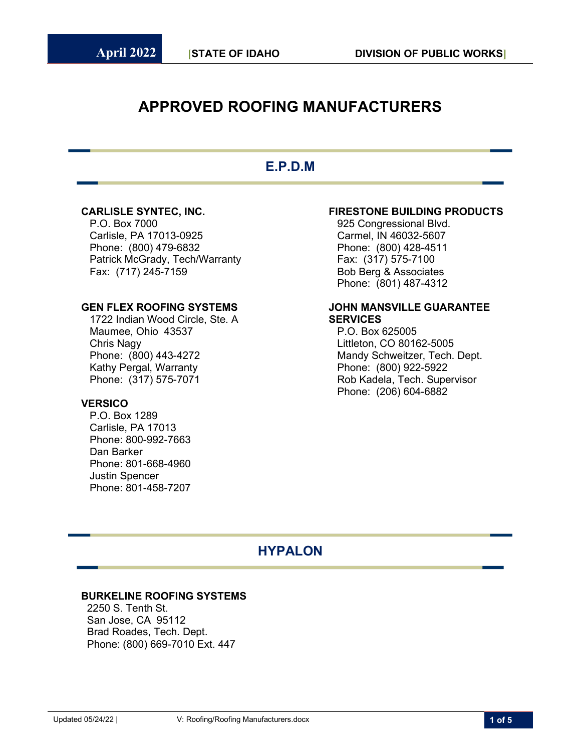# APPROVED ROOFING MANUFACTURERS

## E.P.D.M

**CARLISLE SYNTEC, INC.**
P.O. Box 7000
Carlisle, PA 17013-0925
Phone: (800) 479-6832
Patrick McGrady, Tech/Warranty
Fax: (717) 245-7159

**GEN FLEX ROOFING SYSTEMS**
1722 Indian Wood Circle, Ste. A
Maumee, Ohio 43537
Chris Nagy
Phone: (800) 443-4272
Kathy Pergal, Warranty
Phone: (317) 575-7071

**VERSICO**
P.O. Box 1289
Carlisle, PA 17013
Phone: 800-992-7663
Dan Barker
Phone: 801-668-4960
Justin Spencer
Phone: 801-458-7207

**FIRESTONE BUILDING PRODUCTS**
925 Congressional Blvd.
Carmel, IN 46032-5607
Phone: (800) 428-4511
Fax: (317) 575-7100
Bob Berg & Associates
Phone: (801) 487-4312

**JOHN MANSVILLE GUARANTEE SERVICES**
P.O. Box 625005
Littleton, CO 80162-5005
Mandy Schweitzer, Tech. Dept.
Phone: (800) 922-5922
Rob Kadela, Tech. Supervisor
Phone: (206) 604-6882

## HYPALON

**BURKELINE ROOFING SYSTEMS**
2250 S. Tenth St.
San Jose, CA 95112
Brad Roades, Tech. Dept.
Phone: (800) 669-7010 Ext. 447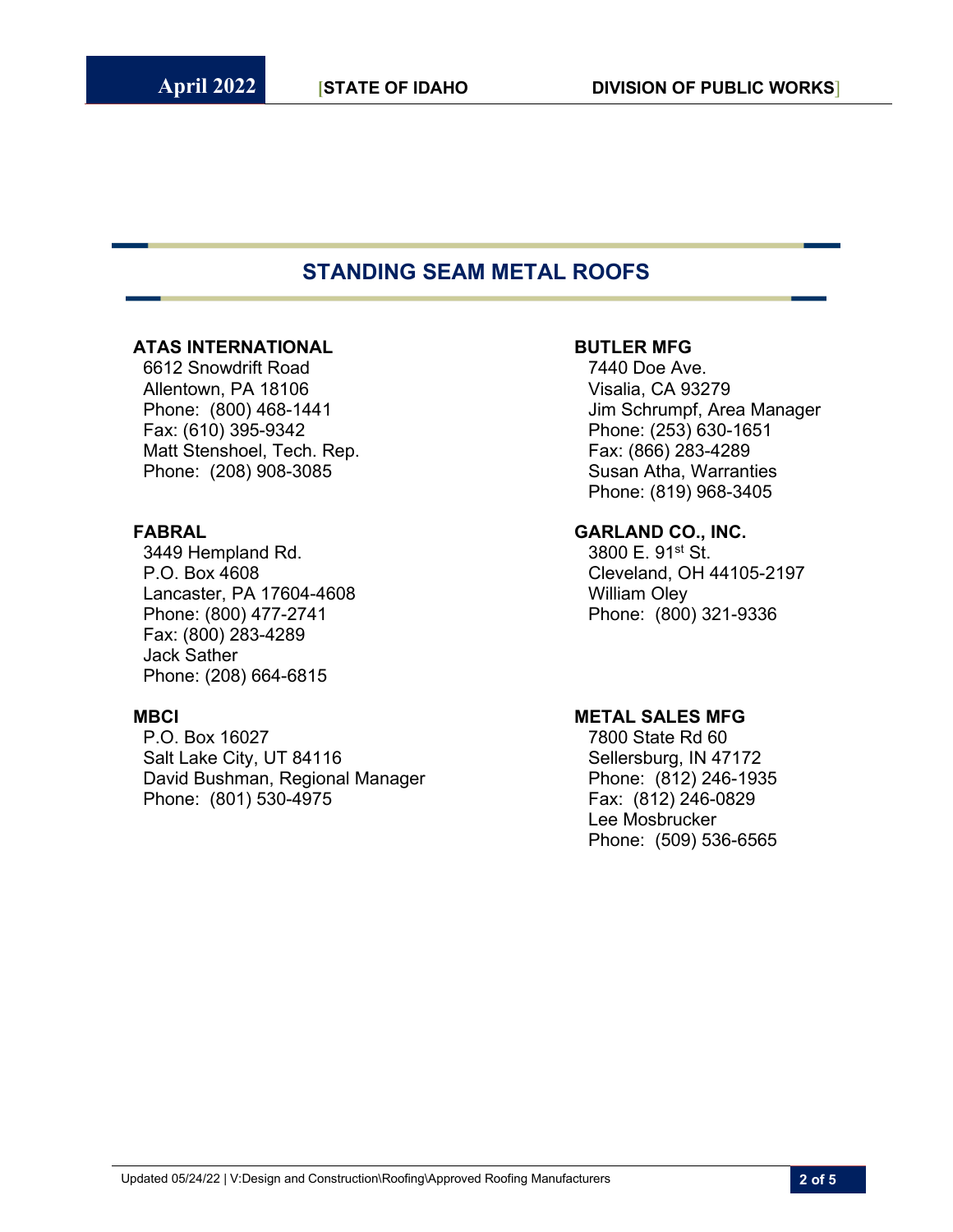## STANDING SEAM METAL ROOFS

**ATAS INTERNATIONAL**
6612 Snowdrift Road
Allentown, PA 18106
Phone: (800) 468-1441
Fax: (610) 395-9342
Matt Stenshoel, Tech. Rep.
Phone: (208) 908-3085

**BUTLER MFG**
7440 Doe Ave.
Visalia, CA 93279
Jim Schrumpf, Area Manager
Phone: (253) 630-1651
Fax: (866) 283-4289
Susan Atha, Warranties
Phone: (819) 968-3405

**FABRAL**
3449 Hempland Rd.
P.O. Box 4608
Lancaster, PA 17604-4608
Phone: (800) 477-2741
Fax: (800) 283-4289
Jack Sather
Phone: (208) 664-6815

**GARLAND CO., INC.**
3800 E. 91st St.
Cleveland, OH 44105-2197
William Oley
Phone: (800) 321-9336

**MBCI**
P.O. Box 16027
Salt Lake City, UT 84116
David Bushman, Regional Manager
Phone: (801) 530-4975

**METAL SALES MFG**
7800 State Rd 60
Sellersburg, IN 47172
Phone: (812) 246-1935
Fax: (812) 246-0829
Lee Mosbrucker
Phone: (509) 536-6565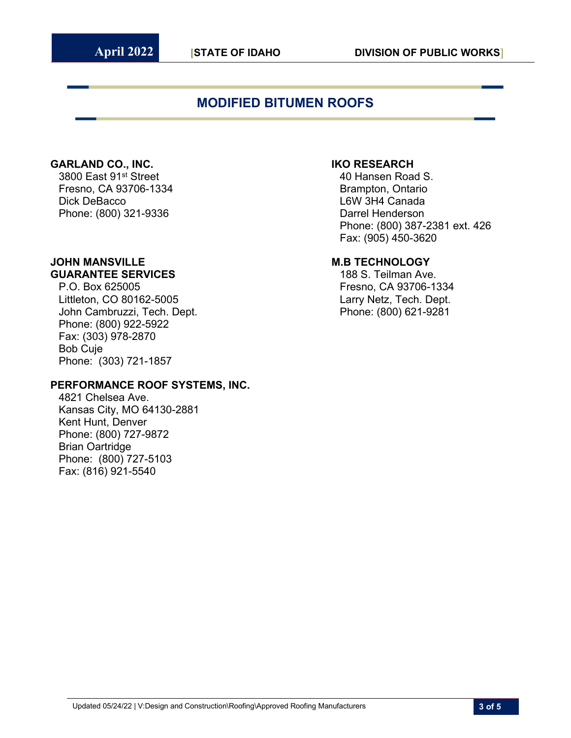# MODIFIED BITUMEN ROOFS

**GARLAND CO., INC.**
3800 East 91st Street
Fresno, CA 93706-1334
Dick DeBacco
Phone: (800) 321-9336

**JOHN MANSVILLE GUARANTEE SERVICES**
P.O. Box 625005
Littleton, CO 80162-5005
John Cambruzzi, Tech. Dept.
Phone: (800) 922-5922
Fax: (303) 978-2870
Bob Cuje
Phone: (303) 721-1857

**PERFORMANCE ROOF SYSTEMS, INC.**
4821 Chelsea Ave.
Kansas City, MO 64130-2881
Kent Hunt, Denver
Phone: (800) 727-9872
Brian Oartridge
Phone: (800) 727-5103
Fax: (816) 921-5540

**IKO RESEARCH**
40 Hansen Road S.
Brampton, Ontario
L6W 3H4 Canada
Darrel Henderson
Phone: (800) 387-2381 ext. 426
Fax: (905) 450-3620

**M.B TECHNOLOGY**
188 S. Teilman Ave.
Fresno, CA 93706-1334
Larry Netz, Tech. Dept.
Phone: (800) 621-9281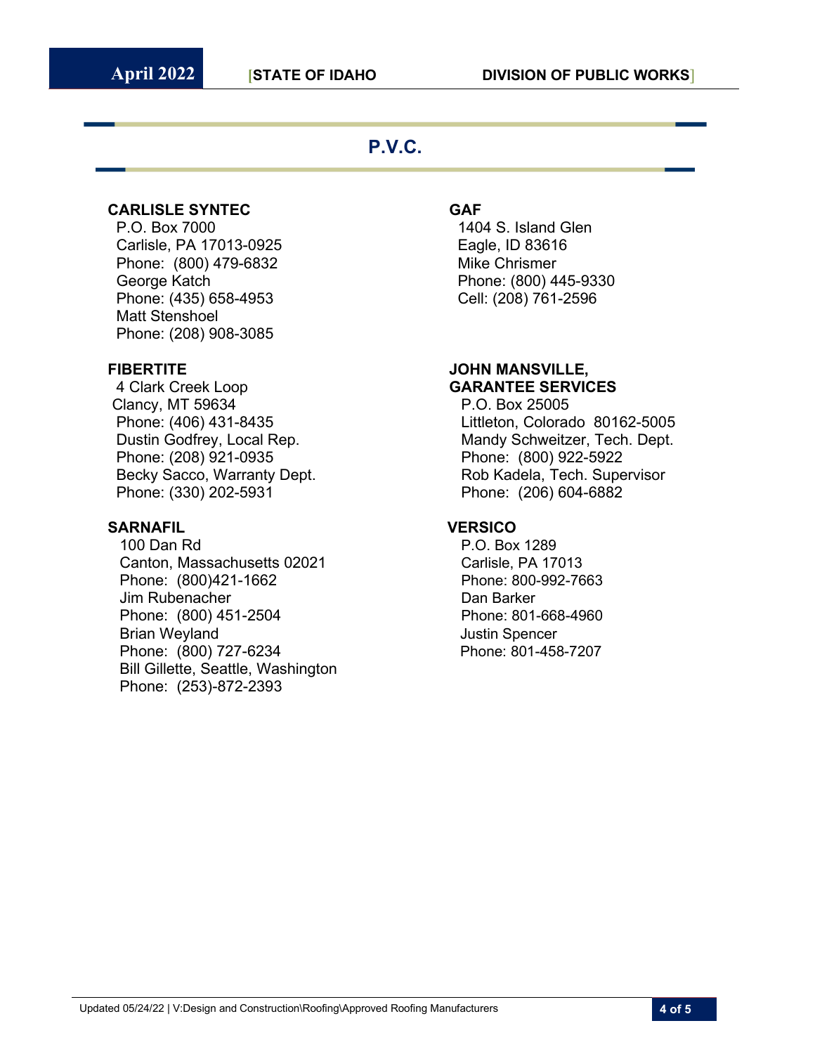## P.V.C.

**CARLISLE SYNTEC**
P.O. Box 7000
Carlisle, PA 17013-0925
Phone: (800) 479-6832
George Katch
Phone: (435) 658-4953
Matt Stenshoel
Phone: (208) 908-3085

**FIBERTITE**
4 Clark Creek Loop
Clancy, MT 59634
Phone: (406) 431-8435
Dustin Godfrey, Local Rep.
Phone: (208) 921-0935
Becky Sacco, Warranty Dept.
Phone: (330) 202-5931

**SARNAFIL**
100 Dan Rd
Canton, Massachusetts 02021
Phone: (800)421-1662
Jim Rubenacher
Phone: (800) 451-2504
Brian Weyland
Phone: (800) 727-6234
Bill Gillette, Seattle, Washington
Phone: (253)-872-2393

**GAF**
1404 S. Island Glen
Eagle, ID 83616
Mike Chrismer
Phone: (800) 445-9330
Cell: (208) 761-2596

**JOHN MANSVILLE, GARANTEE SERVICES**
P.O. Box 25005
Littleton, Colorado 80162-5005
Mandy Schweitzer, Tech. Dept.
Phone: (800) 922-5922
Rob Kadela, Tech. Supervisor
Phone: (206) 604-6882

**VERSICO**
P.O. Box 1289
Carlisle, PA 17013
Phone: 800-992-7663
Dan Barker
Phone: 801-668-4960
Justin Spencer
Phone: 801-458-7207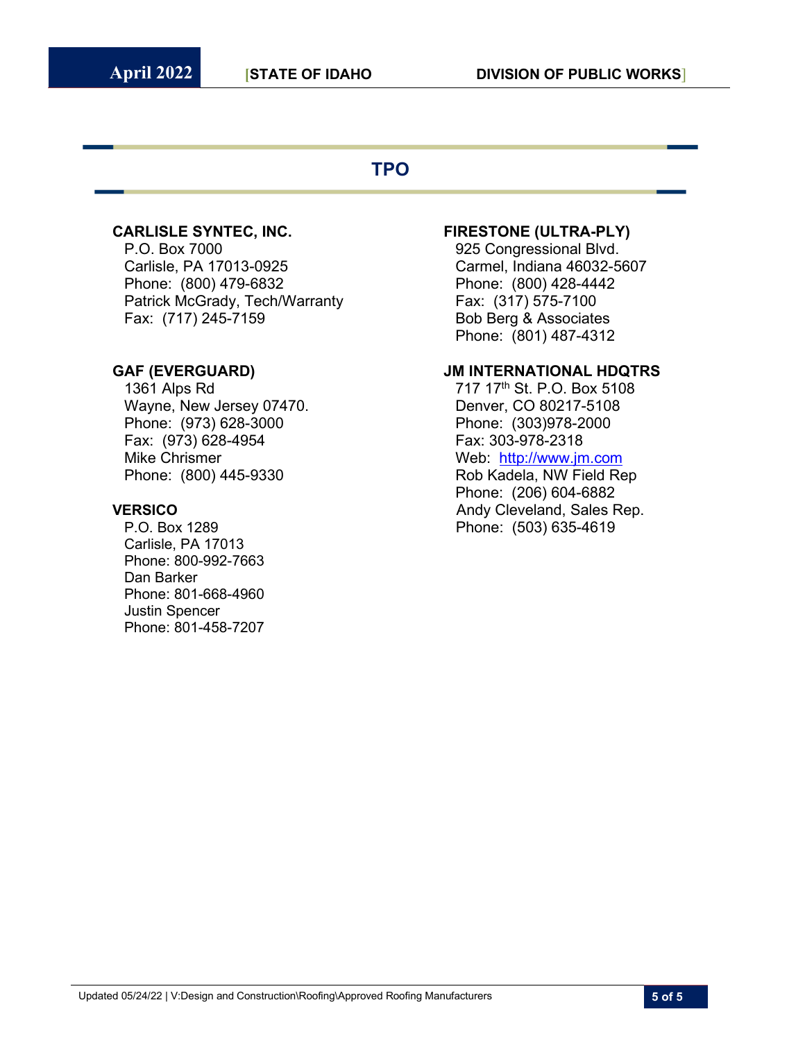# TPO

**CARLISLE SYNTEC, INC.**
P.O. Box 7000
Carlisle, PA 17013-0925
Phone: (800) 479-6832
Patrick McGrady, Tech/Warranty
Fax: (717) 245-7159

**GAF (EVERGUARD)**
1361 Alps Rd
Wayne, New Jersey 07470.
Phone: (973) 628-3000
Fax: (973) 628-4954
Mike Chrismer
Phone: (800) 445-9330

**VERSICO**
P.O. Box 1289
Carlisle, PA 17013
Phone: 800-992-7663
Dan Barker
Phone: 801-668-4960
Justin Spencer
Phone: 801-458-7207

**FIRESTONE (ULTRA-PLY)**
925 Congressional Blvd.
Carmel, Indiana 46032-5607
Phone: (800) 428-4442
Fax: (317) 575-7100
Bob Berg & Associates
Phone: (801) 487-4312

**JM INTERNATIONAL HDQTRS**
717 17th St. P.O. Box 5108
Denver, CO 80217-5108
Phone: (303)978-2000
Fax: 303-978-2318
Web: http://www.jm.com
Rob Kadela, NW Field Rep
Phone: (206) 604-6882
Andy Cleveland, Sales Rep.
Phone: (503) 635-4619